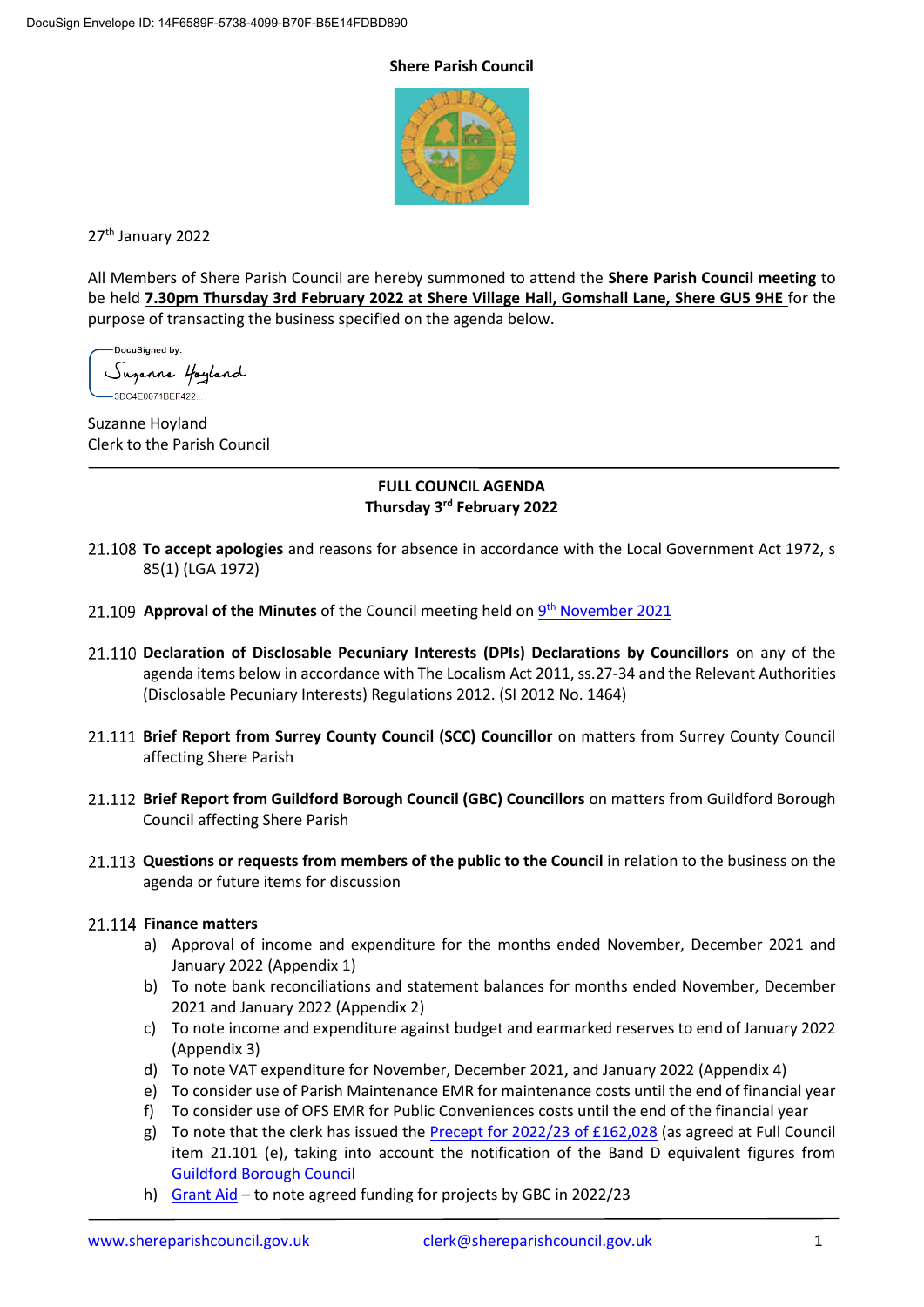DocuSign Envelope ID: 14F6589F-5738-4099-B70F-B5E14FDBD890

**Shere Parish Council**

27th January 2022

All Members of Shere Parish Council are hereby summoned to attend the **Shere Parish Council meeting** to be held **7.30pm Thursday 3rd February 2022 at Shere Village Hall, Gomshall Lane, Shere GU5 9HE** for the purpose of transacting the business specified on the agenda below.

DocuSigned by:
Suzanne Hoyland
3DC4E0071BEF422...

Suzanne Hoyland
Clerk to the Parish Council

---

## FULL COUNCIL AGENDA
## Thursday 3rd February 2022

21.108 **To accept apologies** and reasons for absence in accordance with the Local Government Act 1972, s 85(1) (LGA 1972)

21.109 **Approval of the Minutes** of the Council meeting held on 9th November 2021

21.110 **Declaration of Disclosable Pecuniary Interests (DPIs) Declarations by Councillors** on any of the agenda items below in accordance with The Localism Act 2011, ss.27-34 and the Relevant Authorities (Disclosable Pecuniary Interests) Regulations 2012. (SI 2012 No. 1464)

21.111 **Brief Report from Surrey County Council (SCC) Councillor** on matters from Surrey County Council affecting Shere Parish

21.112 **Brief Report from Guildford Borough Council (GBC) Councillors** on matters from Guildford Borough Council affecting Shere Parish

21.113 **Questions or requests from members of the public to the Council** in relation to the business on the agenda or future items for discussion

21.114 **Finance matters**

a) Approval of income and expenditure for the months ended November, December 2021 and January 2022 (Appendix 1)
b) To note bank reconciliations and statement balances for months ended November, December 2021 and January 2022 (Appendix 2)
c) To note income and expenditure against budget and earmarked reserves to end of January 2022 (Appendix 3)
d) To note VAT expenditure for November, December 2021, and January 2022 (Appendix 4)
e) To consider use of Parish Maintenance EMR for maintenance costs until the end of financial year
f) To consider use of OFS EMR for Public Conveniences costs until the end of the financial year
g) To note that the clerk has issued the Precept for 2022/23 of £162,028 (as agreed at Full Council item 21.101 (e), taking into account the notification of the Band D equivalent figures from Guildford Borough Council
h) Grant Aid – to note agreed funding for projects by GBC in 2022/23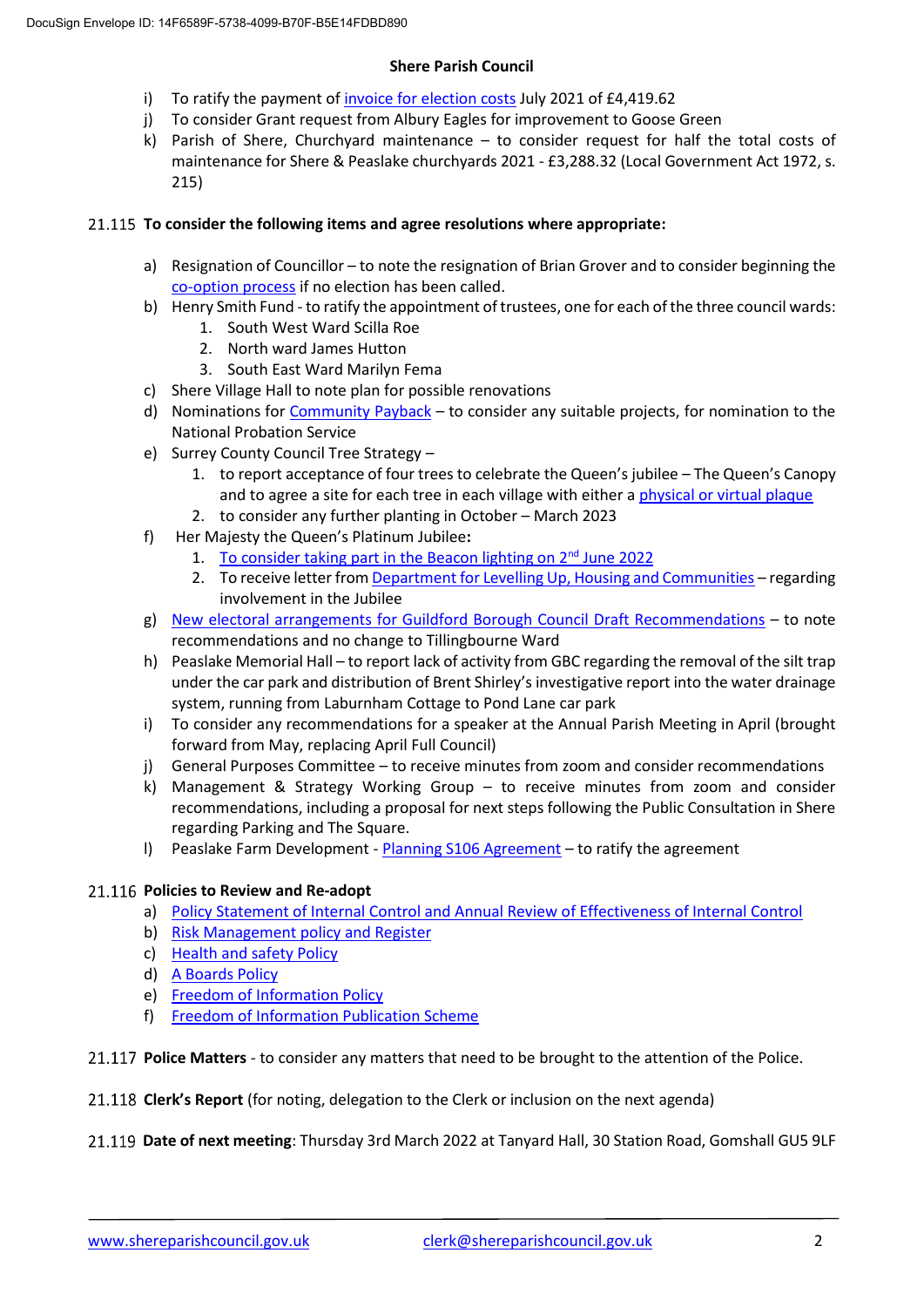**Shere Parish Council**

i) To ratify the payment of invoice for election costs July 2021 of £4,419.62

j) To consider Grant request from Albury Eagles for improvement to Goose Green

k) Parish of Shere, Churchyard maintenance – to consider request for half the total costs of maintenance for Shere & Peaslake churchyards 2021 - £3,288.32 (Local Government Act 1972, s. 215)

21.115 **To consider the following items and agree resolutions where appropriate:**

a) Resignation of Councillor – to note the resignation of Brian Grover and to consider beginning the co-option process if no election has been called.

b) Henry Smith Fund - to ratify the appointment of trustees, one for each of the three council wards:
   1. South West Ward Scilla Roe
   2. North ward James Hutton
   3. South East Ward Marilyn Fema

c) Shere Village Hall to note plan for possible renovations

d) Nominations for Community Payback – to consider any suitable projects, for nomination to the National Probation Service

e) Surrey County Council Tree Strategy –
   1. to report acceptance of four trees to celebrate the Queen's jubilee – The Queen's Canopy and to agree a site for each tree in each village with either a physical or virtual plaque
   2. to consider any further planting in October – March 2023

f) Her Majesty the Queen's Platinum Jubilee**:**
   1. To consider taking part in the Beacon lighting on 2nd June 2022
   2. To receive letter from Department for Levelling Up, Housing and Communities – regarding involvement in the Jubilee

g) New electoral arrangements for Guildford Borough Council Draft Recommendations – to note recommendations and no change to Tillingbourne Ward

h) Peaslake Memorial Hall – to report lack of activity from GBC regarding the removal of the silt trap under the car park and distribution of Brent Shirley's investigative report into the water drainage system, running from Laburnham Cottage to Pond Lane car park

i) To consider any recommendations for a speaker at the Annual Parish Meeting in April (brought forward from May, replacing April Full Council)

j) General Purposes Committee – to receive minutes from zoom and consider recommendations

k) Management & Strategy Working Group – to receive minutes from zoom and consider recommendations, including a proposal for next steps following the Public Consultation in Shere regarding Parking and The Square.

l) Peaslake Farm Development - Planning S106 Agreement – to ratify the agreement

21.116 **Policies to Review and Re-adopt**

a) Policy Statement of Internal Control and Annual Review of Effectiveness of Internal Control

b) Risk Management policy and Register

c) Health and safety Policy

d) A Boards Policy

e) Freedom of Information Policy

f) Freedom of Information Publication Scheme

21.117 **Police Matters** - to consider any matters that need to be brought to the attention of the Police.

21.118 **Clerk's Report** (for noting, delegation to the Clerk or inclusion on the next agenda)

21.119 **Date of next meeting**: Thursday 3rd March 2022 at Tanyard Hall, 30 Station Road, Gomshall GU5 9LF